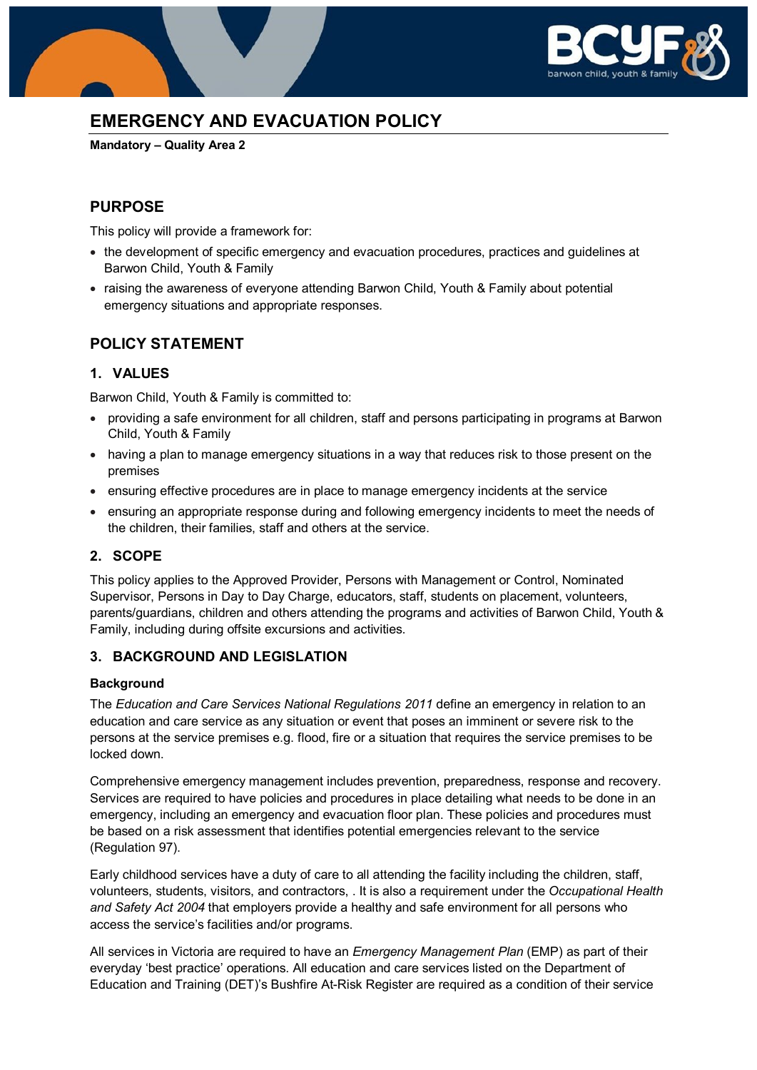# EMERGENCY AND EVACUATION POLICY

**Mandatory – Quality Area 2**

## PURPOSE

This policy will provide a framework for:

- the development of specific emergency and evacuation procedures, practices and guidelines at Barwon Child, Youth & Family
- raising the awareness of everyone attending Barwon Child, Youth & Family about potential emergency situations and appropriate responses.

## POLICY STATEMENT

### 1. VALUES

Barwon Child, Youth & Family is committed to:

- providing a safe environment for all children, staff and persons participating in programs at Barwon Child, Youth & Family
- having a plan to manage emergency situations in a way that reduces risk to those present on the premises
- ensuring effective procedures are in place to manage emergency incidents at the service
- ensuring an appropriate response during and following emergency incidents to meet the needs of the children, their families, staff and others at the service.

### 2. SCOPE

This policy applies to the Approved Provider, Persons with Management or Control, Nominated Supervisor, Persons in Day to Day Charge, educators, staff, students on placement, volunteers, parents/guardians, children and others attending the programs and activities of Barwon Child, Youth & Family, including during offsite excursions and activities.

### 3. BACKGROUND AND LEGISLATION

**Background**

The *Education and Care Services National Regulations 2011* define an emergency in relation to an education and care service as any situation or event that poses an imminent or severe risk to the persons at the service premises e.g. flood, fire or a situation that requires the service premises to be locked down.

Comprehensive emergency management includes prevention, preparedness, response and recovery. Services are required to have policies and procedures in place detailing what needs to be done in an emergency, including an emergency and evacuation floor plan. These policies and procedures must be based on a risk assessment that identifies potential emergencies relevant to the service (Regulation 97).

Early childhood services have a duty of care to all attending the facility including the children, staff, volunteers, students, visitors, and contractors, . It is also a requirement under the *Occupational Health and Safety Act 2004* that employers provide a healthy and safe environment for all persons who access the service's facilities and/or programs.

All services in Victoria are required to have an *Emergency Management Plan* (EMP) as part of their everyday 'best practice' operations. All education and care services listed on the Department of Education and Training (DET)'s Bushfire At-Risk Register are required as a condition of their service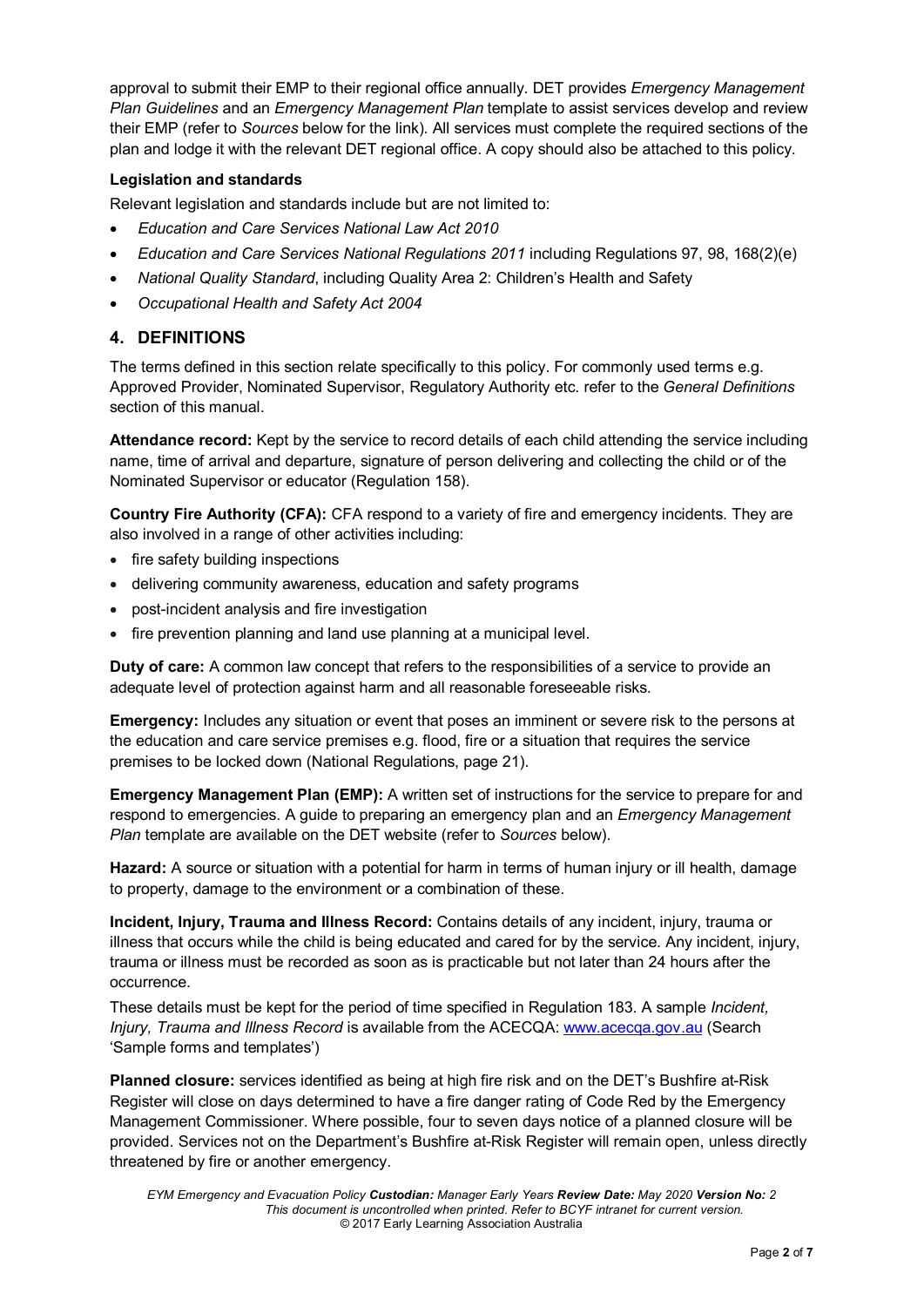approval to submit their EMP to their regional office annually. DET provides *Emergency Management Plan Guidelines* and an *Emergency Management Plan* template to assist services develop and review their EMP (refer to *Sources* below for the link). All services must complete the required sections of the plan and lodge it with the relevant DET regional office. A copy should also be attached to this policy.

**Legislation and standards**

Relevant legislation and standards include but are not limited to:

- *Education and Care Services National Law Act 2010*
- *Education and Care Services National Regulations 2011* including Regulations 97, 98, 168(2)(e)
- *National Quality Standard*, including Quality Area 2: Children's Health and Safety
- *Occupational Health and Safety Act 2004*

## 4. DEFINITIONS

The terms defined in this section relate specifically to this policy. For commonly used terms e.g. Approved Provider, Nominated Supervisor, Regulatory Authority etc. refer to the *General Definitions* section of this manual.

**Attendance record:** Kept by the service to record details of each child attending the service including name, time of arrival and departure, signature of person delivering and collecting the child or of the Nominated Supervisor or educator (Regulation 158).

**Country Fire Authority (CFA):** CFA respond to a variety of fire and emergency incidents. They are also involved in a range of other activities including:

- fire safety building inspections
- delivering community awareness, education and safety programs
- post-incident analysis and fire investigation
- fire prevention planning and land use planning at a municipal level.

**Duty of care:** A common law concept that refers to the responsibilities of a service to provide an adequate level of protection against harm and all reasonable foreseeable risks.

**Emergency:** Includes any situation or event that poses an imminent or severe risk to the persons at the education and care service premises e.g. flood, fire or a situation that requires the service premises to be locked down (National Regulations, page 21).

**Emergency Management Plan (EMP):** A written set of instructions for the service to prepare for and respond to emergencies. A guide to preparing an emergency plan and an *Emergency Management Plan* template are available on the DET website (refer to *Sources* below).

**Hazard:** A source or situation with a potential for harm in terms of human injury or ill health, damage to property, damage to the environment or a combination of these.

**Incident, Injury, Trauma and Illness Record:** Contains details of any incident, injury, trauma or illness that occurs while the child is being educated and cared for by the service. Any incident, injury, trauma or illness must be recorded as soon as is practicable but not later than 24 hours after the occurrence.

These details must be kept for the period of time specified in Regulation 183. A sample *Incident, Injury, Trauma and Illness Record* is available from the ACECQA: www.acecqa.gov.au (Search 'Sample forms and templates')

**Planned closure:** services identified as being at high fire risk and on the DET's Bushfire at-Risk Register will close on days determined to have a fire danger rating of Code Red by the Emergency Management Commissioner. Where possible, four to seven days notice of a planned closure will be provided. Services not on the Department's Bushfire at-Risk Register will remain open, unless directly threatened by fire or another emergency.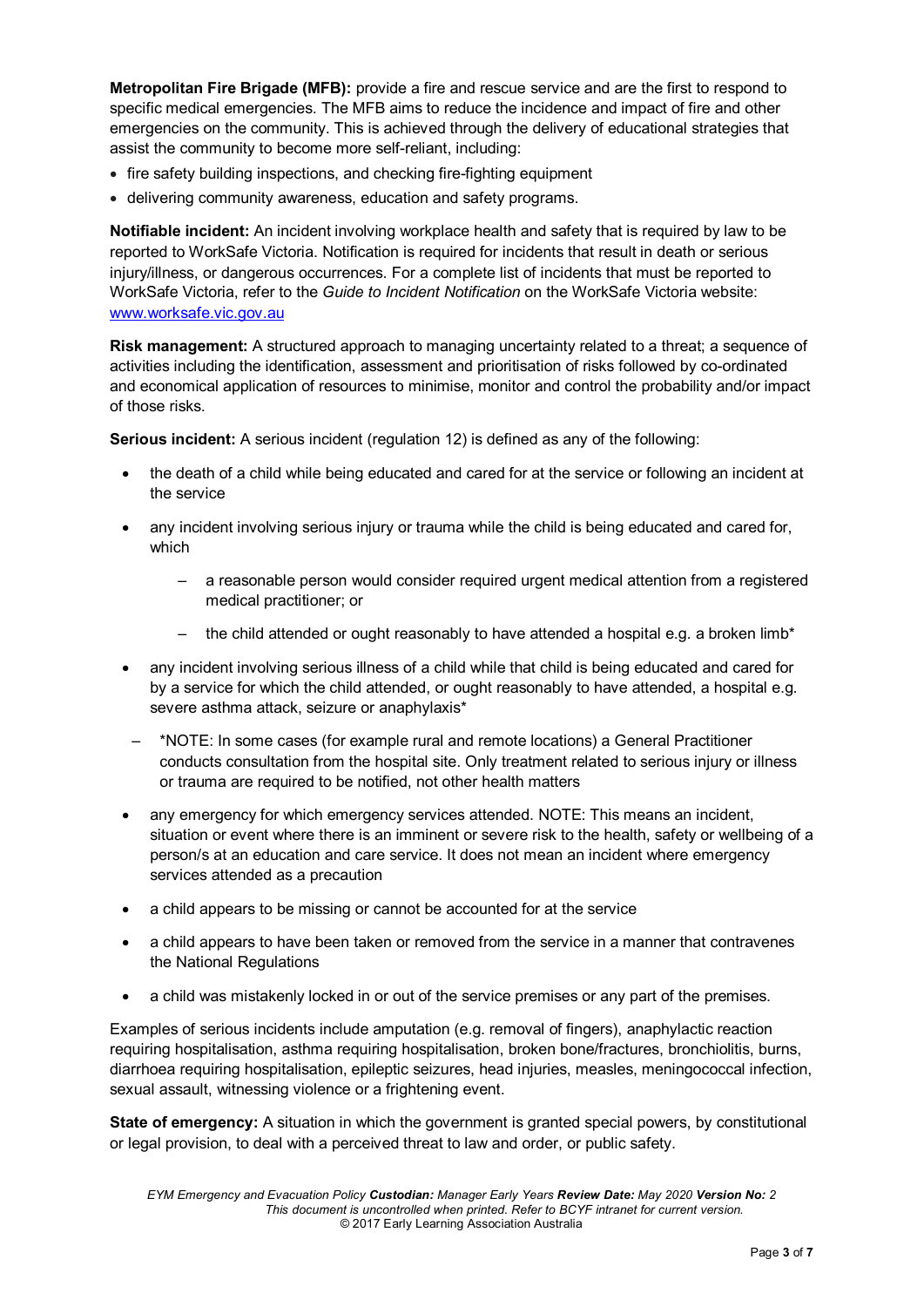**Metropolitan Fire Brigade (MFB):** provide a fire and rescue service and are the first to respond to specific medical emergencies. The MFB aims to reduce the incidence and impact of fire and other emergencies on the community. This is achieved through the delivery of educational strategies that assist the community to become more self-reliant, including:

- fire safety building inspections, and checking fire-fighting equipment
- delivering community awareness, education and safety programs.

**Notifiable incident:** An incident involving workplace health and safety that is required by law to be reported to WorkSafe Victoria. Notification is required for incidents that result in death or serious injury/illness, or dangerous occurrences. For a complete list of incidents that must be reported to WorkSafe Victoria, refer to the *Guide to Incident Notification* on the WorkSafe Victoria website: [www.worksafe.vic.gov.au](http://www.worksafe.vic.gov.au)

**Risk management:** A structured approach to managing uncertainty related to a threat; a sequence of activities including the identification, assessment and prioritisation of risks followed by co-ordinated and economical application of resources to minimise, monitor and control the probability and/or impact of those risks.

**Serious incident:** A serious incident (regulation 12) is defined as any of the following:

- the death of a child while being educated and cared for at the service or following an incident at the service
- any incident involving serious injury or trauma while the child is being educated and cared for, which
  - a reasonable person would consider required urgent medical attention from a registered medical practitioner; or
  - the child attended or ought reasonably to have attended a hospital e.g. a broken limb*
- any incident involving serious illness of a child while that child is being educated and cared for by a service for which the child attended, or ought reasonably to have attended, a hospital e.g. severe asthma attack, seizure or anaphylaxis*
  - *NOTE: In some cases (for example rural and remote locations) a General Practitioner conducts consultation from the hospital site. Only treatment related to serious injury or illness or trauma are required to be notified, not other health matters
- any emergency for which emergency services attended. NOTE: This means an incident, situation or event where there is an imminent or severe risk to the health, safety or wellbeing of a person/s at an education and care service. It does not mean an incident where emergency services attended as a precaution
- a child appears to be missing or cannot be accounted for at the service
- a child appears to have been taken or removed from the service in a manner that contravenes the National Regulations
- a child was mistakenly locked in or out of the service premises or any part of the premises.

Examples of serious incidents include amputation (e.g. removal of fingers), anaphylactic reaction requiring hospitalisation, asthma requiring hospitalisation, broken bone/fractures, bronchiolitis, burns, diarrhoea requiring hospitalisation, epileptic seizures, head injuries, measles, meningococcal infection, sexual assault, witnessing violence or a frightening event.

**State of emergency:** A situation in which the government is granted special powers, by constitutional or legal provision, to deal with a perceived threat to law and order, or public safety.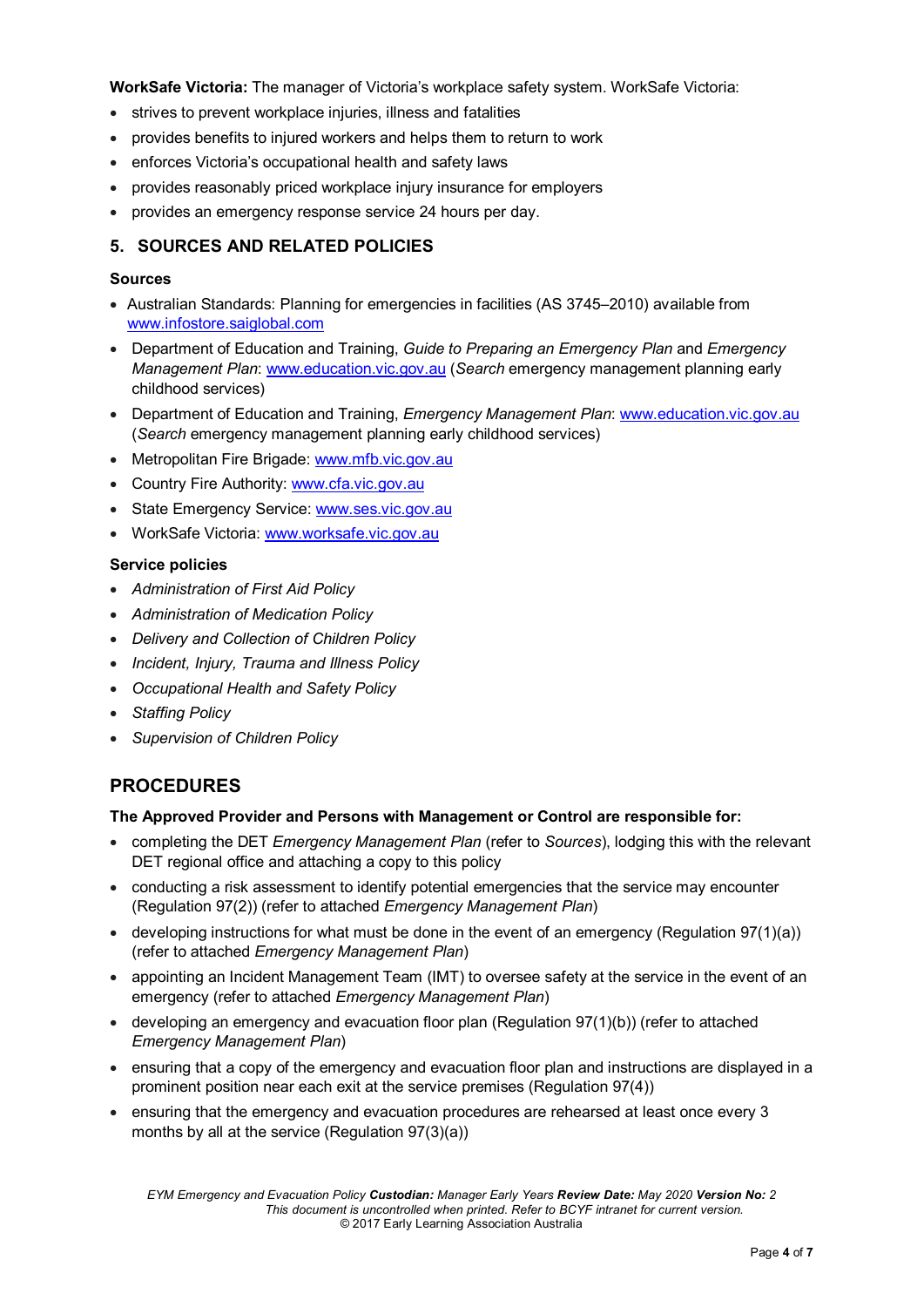**WorkSafe Victoria:** The manager of Victoria's workplace safety system. WorkSafe Victoria:

- strives to prevent workplace injuries, illness and fatalities
- provides benefits to injured workers and helps them to return to work
- enforces Victoria's occupational health and safety laws
- provides reasonably priced workplace injury insurance for employers
- provides an emergency response service 24 hours per day.

## 5. SOURCES AND RELATED POLICIES

### Sources

- Australian Standards: Planning for emergencies in facilities (AS 3745–2010) available from www.infostore.saiglobal.com
- Department of Education and Training, *Guide to Preparing an Emergency Plan* and *Emergency Management Plan*: www.education.vic.gov.au (*Search* emergency management planning early childhood services)
- Department of Education and Training, *Emergency Management Plan*: www.education.vic.gov.au (*Search* emergency management planning early childhood services)
- Metropolitan Fire Brigade: www.mfb.vic.gov.au
- Country Fire Authority: www.cfa.vic.gov.au
- State Emergency Service: www.ses.vic.gov.au
- WorkSafe Victoria: www.worksafe.vic.gov.au

### Service policies

- *Administration of First Aid Policy*
- *Administration of Medication Policy*
- *Delivery and Collection of Children Policy*
- *Incident, Injury, Trauma and Illness Policy*
- *Occupational Health and Safety Policy*
- *Staffing Policy*
- *Supervision of Children Policy*

# PROCEDURES

**The Approved Provider and Persons with Management or Control are responsible for:**

- completing the DET *Emergency Management Plan* (refer to *Sources*), lodging this with the relevant DET regional office and attaching a copy to this policy
- conducting a risk assessment to identify potential emergencies that the service may encounter (Regulation 97(2)) (refer to attached *Emergency Management Plan*)
- developing instructions for what must be done in the event of an emergency (Regulation 97(1)(a)) (refer to attached *Emergency Management Plan*)
- appointing an Incident Management Team (IMT) to oversee safety at the service in the event of an emergency (refer to attached *Emergency Management Plan*)
- developing an emergency and evacuation floor plan (Regulation 97(1)(b)) (refer to attached *Emergency Management Plan*)
- ensuring that a copy of the emergency and evacuation floor plan and instructions are displayed in a prominent position near each exit at the service premises (Regulation 97(4))
- ensuring that the emergency and evacuation procedures are rehearsed at least once every 3 months by all at the service (Regulation 97(3)(a))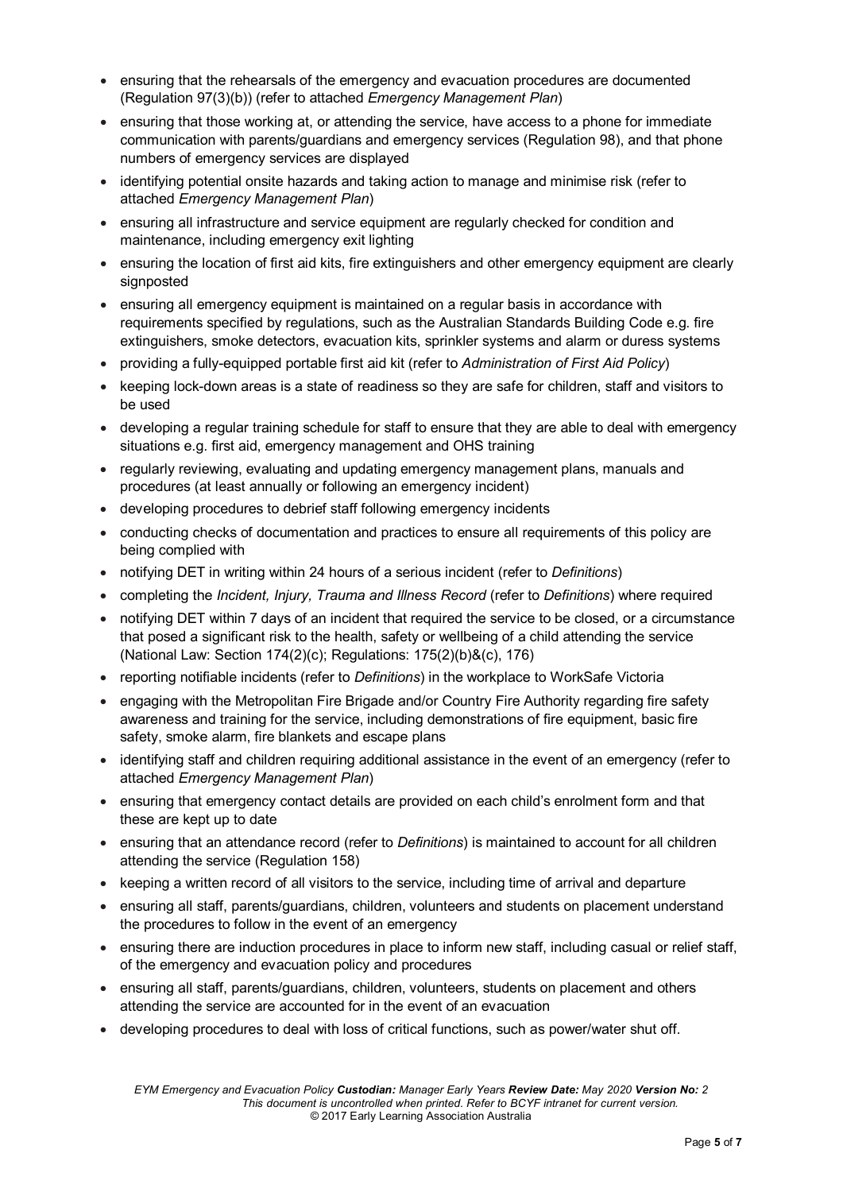- ensuring that the rehearsals of the emergency and evacuation procedures are documented (Regulation 97(3)(b)) (refer to attached *Emergency Management Plan*)
- ensuring that those working at, or attending the service, have access to a phone for immediate communication with parents/guardians and emergency services (Regulation 98), and that phone numbers of emergency services are displayed
- identifying potential onsite hazards and taking action to manage and minimise risk (refer to attached *Emergency Management Plan*)
- ensuring all infrastructure and service equipment are regularly checked for condition and maintenance, including emergency exit lighting
- ensuring the location of first aid kits, fire extinguishers and other emergency equipment are clearly signposted
- ensuring all emergency equipment is maintained on a regular basis in accordance with requirements specified by regulations, such as the Australian Standards Building Code e.g. fire extinguishers, smoke detectors, evacuation kits, sprinkler systems and alarm or duress systems
- providing a fully-equipped portable first aid kit (refer to *Administration of First Aid Policy*)
- keeping lock-down areas is a state of readiness so they are safe for children, staff and visitors to be used
- developing a regular training schedule for staff to ensure that they are able to deal with emergency situations e.g. first aid, emergency management and OHS training
- regularly reviewing, evaluating and updating emergency management plans, manuals and procedures (at least annually or following an emergency incident)
- developing procedures to debrief staff following emergency incidents
- conducting checks of documentation and practices to ensure all requirements of this policy are being complied with
- notifying DET in writing within 24 hours of a serious incident (refer to *Definitions*)
- completing the *Incident, Injury, Trauma and Illness Record* (refer to *Definitions*) where required
- notifying DET within 7 days of an incident that required the service to be closed, or a circumstance that posed a significant risk to the health, safety or wellbeing of a child attending the service (National Law: Section 174(2)(c); Regulations: 175(2)(b)&(c), 176)
- reporting notifiable incidents (refer to *Definitions*) in the workplace to WorkSafe Victoria
- engaging with the Metropolitan Fire Brigade and/or Country Fire Authority regarding fire safety awareness and training for the service, including demonstrations of fire equipment, basic fire safety, smoke alarm, fire blankets and escape plans
- identifying staff and children requiring additional assistance in the event of an emergency (refer to attached *Emergency Management Plan*)
- ensuring that emergency contact details are provided on each child's enrolment form and that these are kept up to date
- ensuring that an attendance record (refer to *Definitions*) is maintained to account for all children attending the service (Regulation 158)
- keeping a written record of all visitors to the service, including time of arrival and departure
- ensuring all staff, parents/guardians, children, volunteers and students on placement understand the procedures to follow in the event of an emergency
- ensuring there are induction procedures in place to inform new staff, including casual or relief staff, of the emergency and evacuation policy and procedures
- ensuring all staff, parents/guardians, children, volunteers, students on placement and others attending the service are accounted for in the event of an evacuation
- developing procedures to deal with loss of critical functions, such as power/water shut off.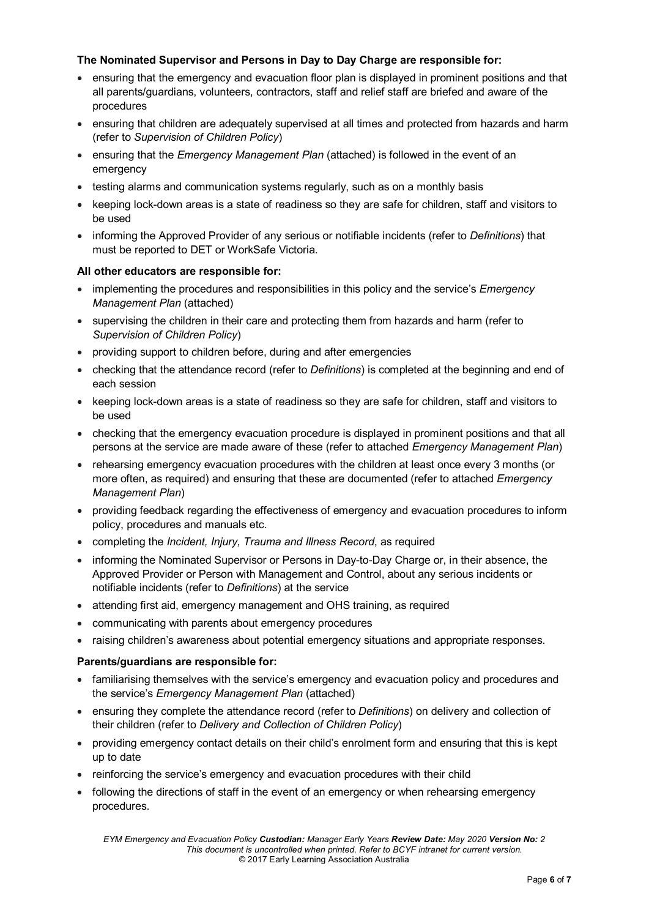**The Nominated Supervisor and Persons in Day to Day Charge are responsible for:**

- ensuring that the emergency and evacuation floor plan is displayed in prominent positions and that all parents/guardians, volunteers, contractors, staff and relief staff are briefed and aware of the procedures
- ensuring that children are adequately supervised at all times and protected from hazards and harm (refer to *Supervision of Children Policy*)
- ensuring that the *Emergency Management Plan* (attached) is followed in the event of an emergency
- testing alarms and communication systems regularly, such as on a monthly basis
- keeping lock-down areas is a state of readiness so they are safe for children, staff and visitors to be used
- informing the Approved Provider of any serious or notifiable incidents (refer to *Definitions*) that must be reported to DET or WorkSafe Victoria.

**All other educators are responsible for:**

- implementing the procedures and responsibilities in this policy and the service's *Emergency Management Plan* (attached)
- supervising the children in their care and protecting them from hazards and harm (refer to *Supervision of Children Policy*)
- providing support to children before, during and after emergencies
- checking that the attendance record (refer to *Definitions*) is completed at the beginning and end of each session
- keeping lock-down areas is a state of readiness so they are safe for children, staff and visitors to be used
- checking that the emergency evacuation procedure is displayed in prominent positions and that all persons at the service are made aware of these (refer to attached *Emergency Management Plan*)
- rehearsing emergency evacuation procedures with the children at least once every 3 months (or more often, as required) and ensuring that these are documented (refer to attached *Emergency Management Plan*)
- providing feedback regarding the effectiveness of emergency and evacuation procedures to inform policy, procedures and manuals etc.
- completing the *Incident, Injury, Trauma and Illness Record*, as required
- informing the Nominated Supervisor or Persons in Day-to-Day Charge or, in their absence, the Approved Provider or Person with Management and Control, about any serious incidents or notifiable incidents (refer to *Definitions*) at the service
- attending first aid, emergency management and OHS training, as required
- communicating with parents about emergency procedures
- raising children's awareness about potential emergency situations and appropriate responses.

**Parents/guardians are responsible for:**

- familiarising themselves with the service's emergency and evacuation policy and procedures and the service's *Emergency Management Plan* (attached)
- ensuring they complete the attendance record (refer to *Definitions*) on delivery and collection of their children (refer to *Delivery and Collection of Children Policy*)
- providing emergency contact details on their child's enrolment form and ensuring that this is kept up to date
- reinforcing the service's emergency and evacuation procedures with their child
- following the directions of staff in the event of an emergency or when rehearsing emergency procedures.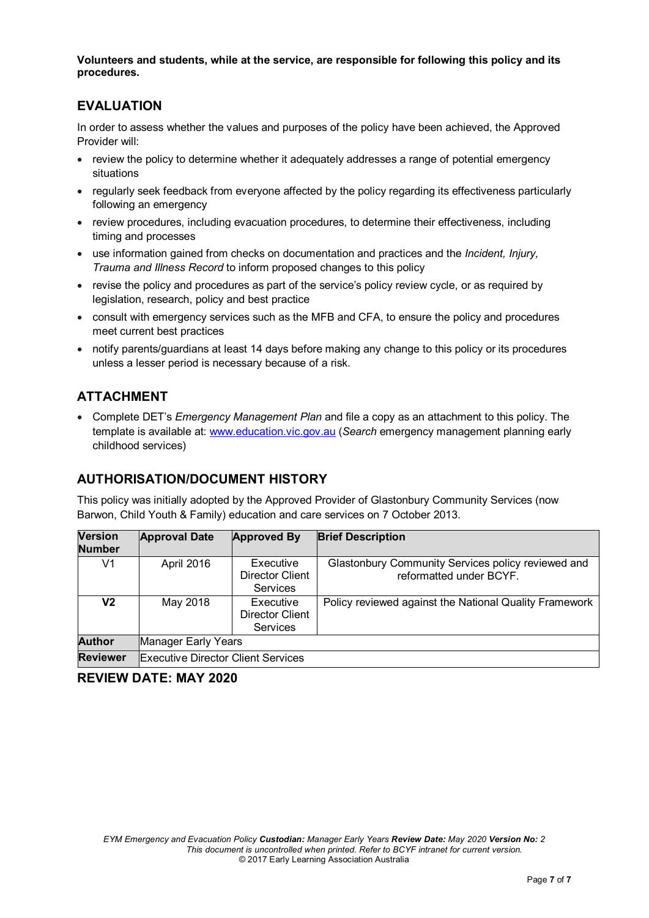**Volunteers and students, while at the service, are responsible for following this policy and its procedures.**

## EVALUATION

In order to assess whether the values and purposes of the policy have been achieved, the Approved Provider will:

- review the policy to determine whether it adequately addresses a range of potential emergency situations
- regularly seek feedback from everyone affected by the policy regarding its effectiveness particularly following an emergency
- review procedures, including evacuation procedures, to determine their effectiveness, including timing and processes
- use information gained from checks on documentation and practices and the *Incident, Injury, Trauma and Illness Record* to inform proposed changes to this policy
- revise the policy and procedures as part of the service's policy review cycle, or as required by legislation, research, policy and best practice
- consult with emergency services such as the MFB and CFA, to ensure the policy and procedures meet current best practices
- notify parents/guardians at least 14 days before making any change to this policy or its procedures unless a lesser period is necessary because of a risk.

## ATTACHMENT

- Complete DET's *Emergency Management Plan* and file a copy as an attachment to this policy. The template is available at: www.education.vic.gov.au (*Search* emergency management planning early childhood services)

## AUTHORISATION/DOCUMENT HISTORY

This policy was initially adopted by the Approved Provider of Glastonbury Community Services (now Barwon, Child Youth & Family) education and care services on 7 October 2013.

| Version Number | Approval Date | Approved By | Brief Description |
|---|---|---|---|
| V1 | April 2016 | Executive Director Client Services | Glastonbury Community Services policy reviewed and reformatted under BCYF. |
| **V2** | May 2018 | Executive Director Client Services | Policy reviewed against the National Quality Framework |
| **Author** | Manager Early Years | | |
| **Reviewer** | Executive Director Client Services | | |

**REVIEW DATE: MAY 2020**

*EYM Emergency and Evacuation Policy* ***Custodian:*** *Manager Early Years* ***Review Date:*** *May 2020* ***Version No:*** *2*
*This document is uncontrolled when printed. Refer to BCYF intranet for current version.*
© 2017 Early Learning Association Australia